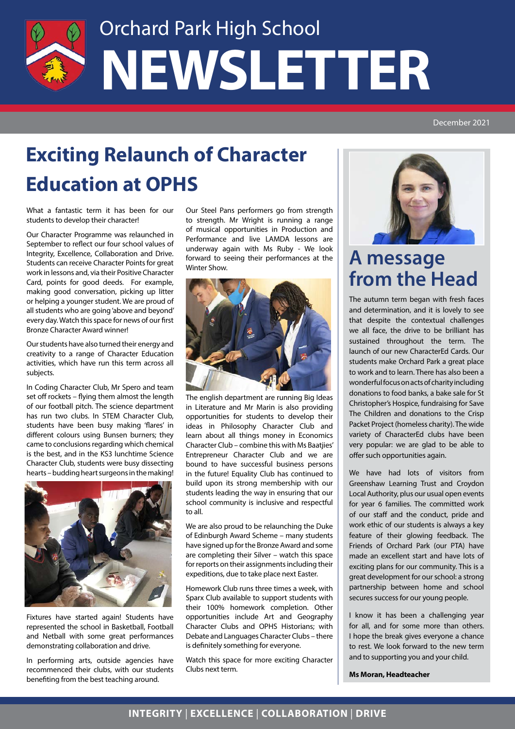# Orchard Park High School NEWSLETTER

December 2021

## Exciting Relaunch of Character Education at OPHS

What a fantastic term it has been for our students to develop their character!

Our Character Programme was relaunched in September to reflect our four school values of Integrity, Excellence, Collaboration and Drive. Students can receive Character Points for great work in lessons and, via their Positive Character Card, points for good deeds. For example, making good conversation, picking up litter or helping a younger student. We are proud of all students who are going 'above and beyond' every day. Watch this space for news of our first Bronze Character Award winner!

Our students have also turned their energy and creativity to a range of Character Education activities, which have run this term across all subjects.

In Coding Character Club, Mr Spero and team set off rockets – flying them almost the length of our football pitch. The science department has run two clubs. In STEM Character Club, students have been busy making 'flares' in different colours using Bunsen burners; they came to conclusions regarding which chemical is the best, and in the KS3 lunchtime Science Character Club, students were busy dissecting hearts – budding heart surgeons in the making!

Fixtures have started again! Students have represented the school in Basketball, Football and Netball with some great performances demonstrating collaboration and drive.

In performing arts, outside agencies have recommenced their clubs, with our students benefiting from the best teaching around.

Our Steel Pans performers go from strength to strength. Mr Wright is running a range of musical opportunities in Production and Performance and live LAMDA lessons are underway again with Ms Ruby - We look forward to seeing their performances at the Winter Show.

The english department are running Big Ideas in Literature and Mr Marin is also providing opportunities for students to develop their ideas in Philosophy Character Club and learn about all things money in Economics Character Club – combine this with Ms Baatjies' Entrepreneur Character Club and we are bound to have successful business persons in the future! Equality Club has continued to build upon its strong membership with our students leading the way in ensuring that our school community is inclusive and respectful to all.

We are also proud to be relaunching the Duke of Edinburgh Award Scheme – many students have signed up for the Bronze Award and some are completing their Silver – watch this space for reports on their assignments including their expeditions, due to take place next Easter.

Homework Club runs three times a week, with Sparx Club available to support students with their 100% homework completion. Other opportunities include Art and Geography Character Clubs and OPHS Historians; with Debate and Languages Character Clubs – there is definitely something for everyone.

Watch this space for more exciting Character Clubs next term.

## A message from the Head

The autumn term began with fresh faces and determination, and it is lovely to see that despite the contextual challenges we all face, the drive to be brilliant has sustained throughout the term. The launch of our new CharacterEd Cards. Our students make Orchard Park a great place to work and to learn. There has also been a wonderful focus on acts of charity including donations to food banks, a bake sale for St Christopher's Hospice, fundraising for Save The Children and donations to the Crisp Packet Project (homeless charity). The wide variety of CharacterEd clubs have been very popular: we are glad to be able to offer such opportunities again.

We have had lots of visitors from Greenshaw Learning Trust and Croydon Local Authority, plus our usual open events for year 6 families. The committed work of our staff and the conduct, pride and work ethic of our students is always a key feature of their glowing feedback. The Friends of Orchard Park (our PTA) have made an excellent start and have lots of exciting plans for our community. This is a great development for our school: a strong partnership between home and school secures success for our young people.

I know it has been a challenging year for all, and for some more than others. I hope the break gives everyone a chance to rest. We look forward to the new term and to supporting you and your child.

**Ms Moran, Headteacher**

**INTEGRITY | EXCELLENCE | COLLABORATION | DRIVE**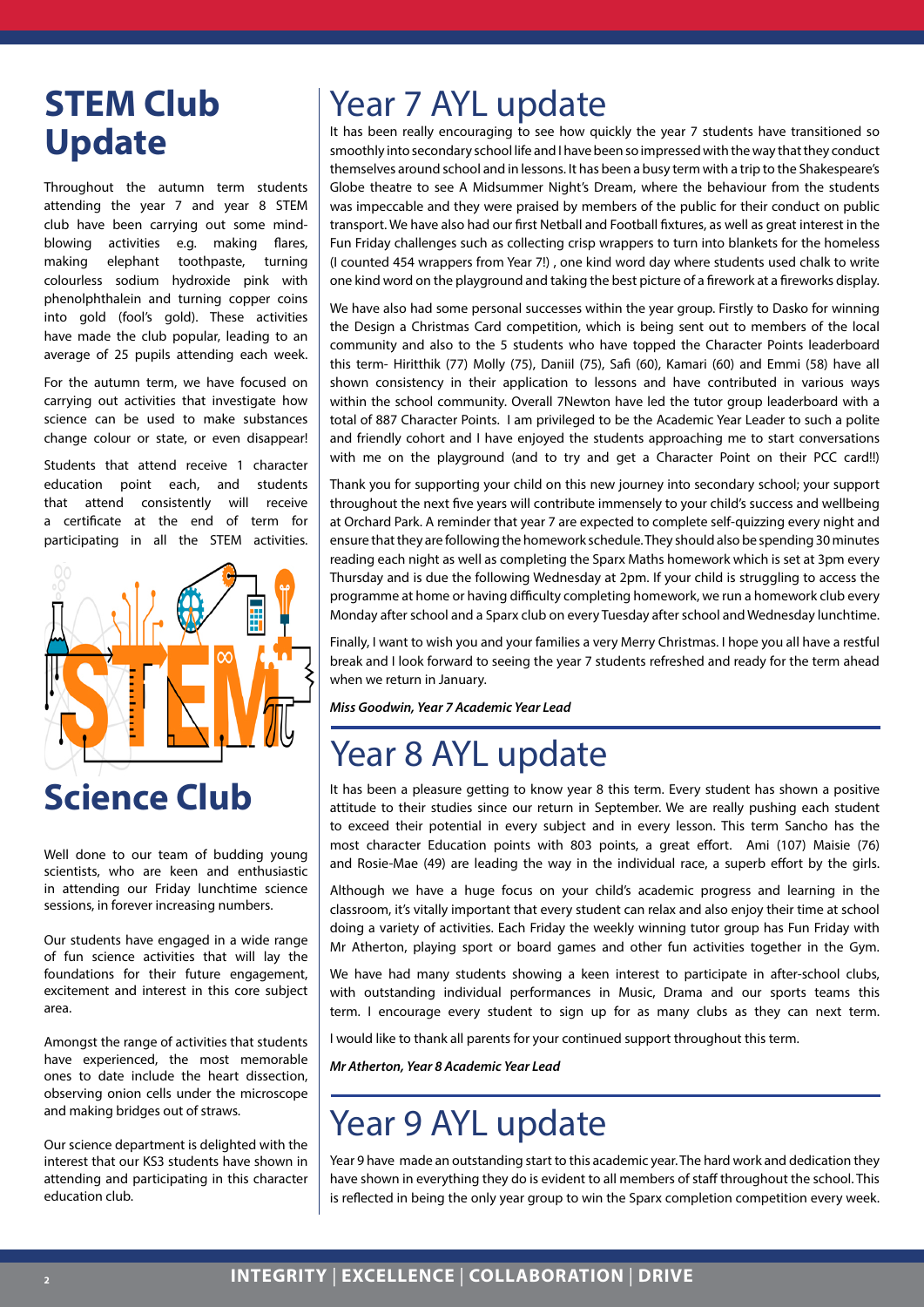# STEM Club Update

Throughout the autumn term students attending the year 7 and year 8 STEM club have been carrying out some mind-blowing activities e.g. making flares, making elephant toothpaste, turning colourless sodium hydroxide pink with phenolphthalein and turning copper coins into gold (fool's gold). These activities have made the club popular, leading to an average of 25 pupils attending each week.

For the autumn term, we have focused on carrying out activities that investigate how science can be used to make substances change colour or state, or even disappear!

Students that attend receive 1 character education point each, and students that attend consistently will receive a certificate at the end of term for participating in all the STEM activities.

# Science Club

Well done to our team of budding young scientists, who are keen and enthusiastic in attending our Friday lunchtime science sessions, in forever increasing numbers.

Our students have engaged in a wide range of fun science activities that will lay the foundations for their future engagement, excitement and interest in this core subject area.

Amongst the range of activities that students have experienced, the most memorable ones to date include the heart dissection, observing onion cells under the microscope and making bridges out of straws.

Our science department is delighted with the interest that our KS3 students have shown in attending and participating in this character education club.

# Year 7 AYL update

It has been really encouraging to see how quickly the year 7 students have transitioned so smoothly into secondary school life and I have been so impressed with the way that they conduct themselves around school and in lessons. It has been a busy term with a trip to the Shakespeare's Globe theatre to see A Midsummer Night's Dream, where the behaviour from the students was impeccable and they were praised by members of the public for their conduct on public transport. We have also had our first Netball and Football fixtures, as well as great interest in the Fun Friday challenges such as collecting crisp wrappers to turn into blankets for the homeless (I counted 454 wrappers from Year 7!) , one kind word day where students used chalk to write one kind word on the playground and taking the best picture of a firework at a fireworks display.

We have also had some personal successes within the year group. Firstly to Dasko for winning the Design a Christmas Card competition, which is being sent out to members of the local community and also to the 5 students who have topped the Character Points leaderboard this term- Hiritthik (77) Molly (75), Daniil (75), Safi (60), Kamari (60) and Emmi (58) have all shown consistency in their application to lessons and have contributed in various ways within the school community. Overall 7Newton have led the tutor group leaderboard with a total of 887 Character Points. I am privileged to be the Academic Year Leader to such a polite and friendly cohort and I have enjoyed the students approaching me to start conversations with me on the playground (and to try and get a Character Point on their PCC card!!)

Thank you for supporting your child on this new journey into secondary school; your support throughout the next five years will contribute immensely to your child's success and wellbeing at Orchard Park. A reminder that year 7 are expected to complete self-quizzing every night and ensure that they are following the homework schedule. They should also be spending 30 minutes reading each night as well as completing the Sparx Maths homework which is set at 3pm every Thursday and is due the following Wednesday at 2pm. If your child is struggling to access the programme at home or having difficulty completing homework, we run a homework club every Monday after school and a Sparx club on every Tuesday after school and Wednesday lunchtime.

Finally, I want to wish you and your families a very Merry Christmas. I hope you all have a restful break and I look forward to seeing the year 7 students refreshed and ready for the term ahead when we return in January.

***Miss Goodwin, Year 7 Academic Year Lead***

# Year 8 AYL update

It has been a pleasure getting to know year 8 this term. Every student has shown a positive attitude to their studies since our return in September. We are really pushing each student to exceed their potential in every subject and in every lesson. This term Sancho has the most character Education points with 803 points, a great effort. Ami (107) Maisie (76) and Rosie-Mae (49) are leading the way in the individual race, a superb effort by the girls.

Although we have a huge focus on your child's academic progress and learning in the classroom, it's vitally important that every student can relax and also enjoy their time at school doing a variety of activities. Each Friday the weekly winning tutor group has Fun Friday with Mr Atherton, playing sport or board games and other fun activities together in the Gym.

We have had many students showing a keen interest to participate in after-school clubs, with outstanding individual performances in Music, Drama and our sports teams this term. I encourage every student to sign up for as many clubs as they can next term.

I would like to thank all parents for your continued support throughout this term.

***Mr Atherton, Year 8 Academic Year Lead***

# Year 9 AYL update

Year 9 have made an outstanding start to this academic year. The hard work and dedication they have shown in everything they do is evident to all members of staff throughout the school. This is reflected in being the only year group to win the Sparx completion competition every week.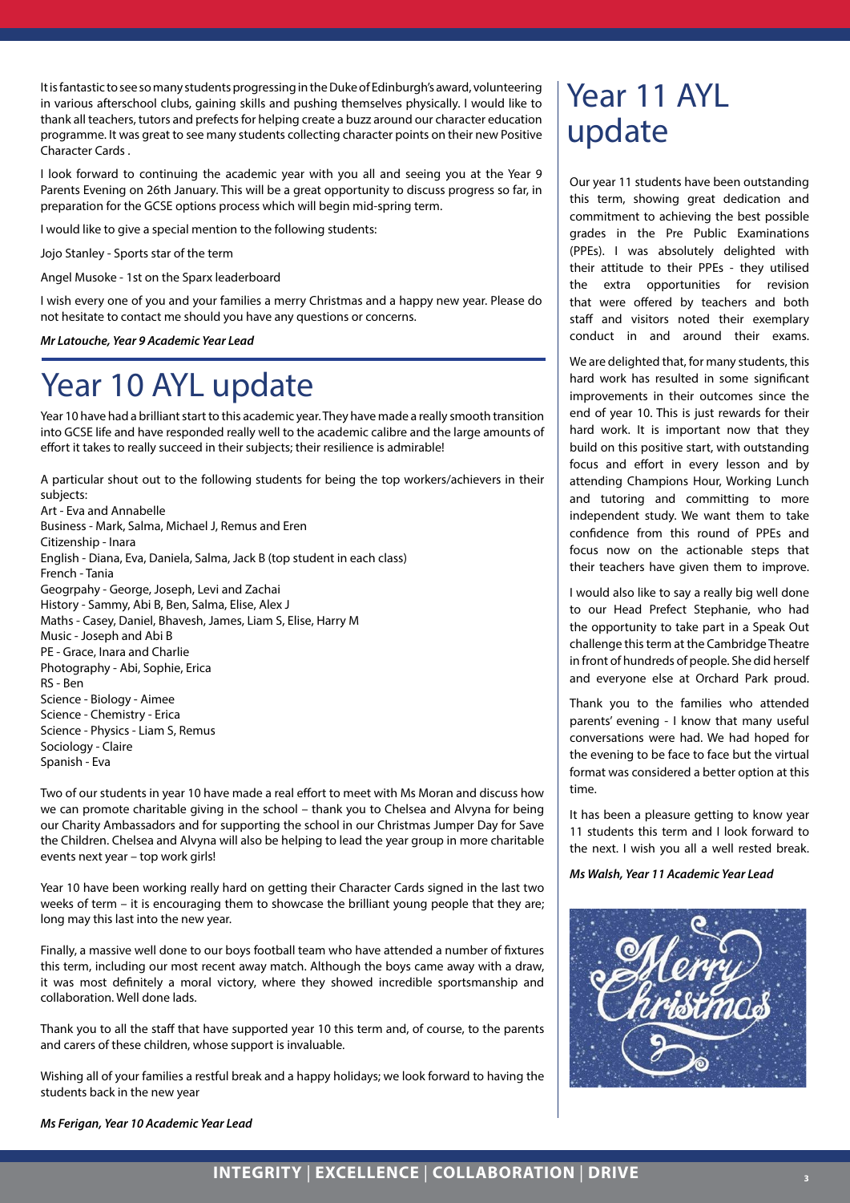It is fantastic to see so many students progressing in the Duke of Edinburgh's award, volunteering in various afterschool clubs, gaining skills and pushing themselves physically. I would like to thank all teachers, tutors and prefects for helping create a buzz around our character education programme. It was great to see many students collecting character points on their new Positive Character Cards .

I look forward to continuing the academic year with you all and seeing you at the Year 9 Parents Evening on 26th January. This will be a great opportunity to discuss progress so far, in preparation for the GCSE options process which will begin mid-spring term.

I would like to give a special mention to the following students:

Jojo Stanley - Sports star of the term

Angel Musoke - 1st on the Sparx leaderboard

I wish every one of you and your families a merry Christmas and a happy new year. Please do not hesitate to contact me should you have any questions or concerns.

***Mr Latouche, Year 9 Academic Year Lead***

# Year 10 AYL update

Year 10 have had a brilliant start to this academic year. They have made a really smooth transition into GCSE life and have responded really well to the academic calibre and the large amounts of effort it takes to really succeed in their subjects; their resilience is admirable!

A particular shout out to the following students for being the top workers/achievers in their subjects:
Art - Eva and Annabelle
Business - Mark, Salma, Michael J, Remus and Eren
Citizenship - Inara
English - Diana, Eva, Daniela, Salma, Jack B (top student in each class)
French - Tania
Geogrpahy - George, Joseph, Levi and Zachai
History - Sammy, Abi B, Ben, Salma, Elise, Alex J
Maths - Casey, Daniel, Bhavesh, James, Liam S, Elise, Harry M
Music - Joseph and Abi B
PE - Grace, Inara and Charlie
Photography - Abi, Sophie, Erica
RS - Ben
Science - Biology - Aimee
Science - Chemistry - Erica
Science - Physics - Liam S, Remus
Sociology - Claire
Spanish - Eva

Two of our students in year 10 have made a real effort to meet with Ms Moran and discuss how we can promote charitable giving in the school – thank you to Chelsea and Alvyna for being our Charity Ambassadors and for supporting the school in our Christmas Jumper Day for Save the Children. Chelsea and Alvyna will also be helping to lead the year group in more charitable events next year – top work girls!

Year 10 have been working really hard on getting their Character Cards signed in the last two weeks of term – it is encouraging them to showcase the brilliant young people that they are; long may this last into the new year.

Finally, a massive well done to our boys football team who have attended a number of fixtures this term, including our most recent away match. Although the boys came away with a draw, it was most definitely a moral victory, where they showed incredible sportsmanship and collaboration. Well done lads.

Thank you to all the staff that have supported year 10 this term and, of course, to the parents and carers of these children, whose support is invaluable.

Wishing all of your families a restful break and a happy holidays; we look forward to having the students back in the new year

***Ms Ferigan, Year 10 Academic Year Lead***

# Year 11 AYL update

Our year 11 students have been outstanding this term, showing great dedication and commitment to achieving the best possible grades in the Pre Public Examinations (PPEs). I was absolutely delighted with their attitude to their PPEs - they utilised the extra opportunities for revision that were offered by teachers and both staff and visitors noted their exemplary conduct in and around their exams.

We are delighted that, for many students, this hard work has resulted in some significant improvements in their outcomes since the end of year 10. This is just rewards for their hard work. It is important now that they build on this positive start, with outstanding focus and effort in every lesson and by attending Champions Hour, Working Lunch and tutoring and committing to more independent study. We want them to take confidence from this round of PPEs and focus now on the actionable steps that their teachers have given them to improve.

I would also like to say a really big well done to our Head Prefect Stephanie, who had the opportunity to take part in a Speak Out challenge this term at the Cambridge Theatre in front of hundreds of people. She did herself and everyone else at Orchard Park proud.

Thank you to the families who attended parents' evening - I know that many useful conversations were had. We had hoped for the evening to be face to face but the virtual format was considered a better option at this time.

It has been a pleasure getting to know year 11 students this term and I look forward to the next. I wish you all a well rested break.

***Ms Walsh, Year 11 Academic Year Lead***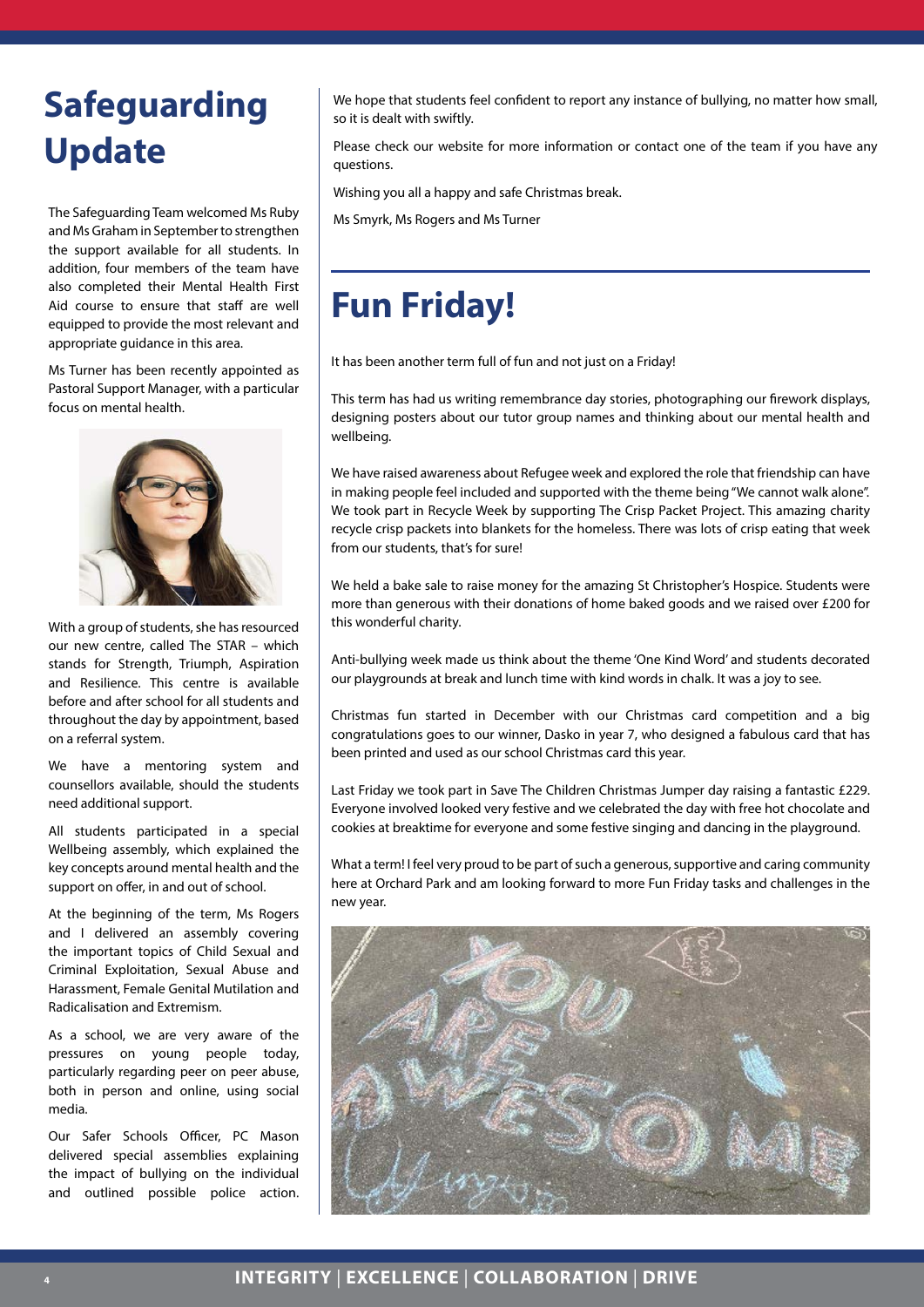# Safeguarding Update

The Safeguarding Team welcomed Ms Ruby and Ms Graham in September to strengthen the support available for all students. In addition, four members of the team have also completed their Mental Health First Aid course to ensure that staff are well equipped to provide the most relevant and appropriate guidance in this area.

Ms Turner has been recently appointed as Pastoral Support Manager, with a particular focus on mental health.

With a group of students, she has resourced our new centre, called The STAR – which stands for Strength, Triumph, Aspiration and Resilience. This centre is available before and after school for all students and throughout the day by appointment, based on a referral system.

We have a mentoring system and counsellors available, should the students need additional support.

All students participated in a special Wellbeing assembly, which explained the key concepts around mental health and the support on offer, in and out of school.

At the beginning of the term, Ms Rogers and I delivered an assembly covering the important topics of Child Sexual and Criminal Exploitation, Sexual Abuse and Harassment, Female Genital Mutilation and Radicalisation and Extremism.

As a school, we are very aware of the pressures on young people today, particularly regarding peer on peer abuse, both in person and online, using social media.

Our Safer Schools Officer, PC Mason delivered special assemblies explaining the impact of bullying on the individual and outlined possible police action. We hope that students feel confident to report any instance of bullying, no matter how small, so it is dealt with swiftly.

Please check our website for more information or contact one of the team if you have any questions.

Wishing you all a happy and safe Christmas break.

Ms Smyrk, Ms Rogers and Ms Turner

# Fun Friday!

It has been another term full of fun and not just on a Friday!

This term has had us writing remembrance day stories, photographing our firework displays, designing posters about our tutor group names and thinking about our mental health and wellbeing.

We have raised awareness about Refugee week and explored the role that friendship can have in making people feel included and supported with the theme being "We cannot walk alone". We took part in Recycle Week by supporting The Crisp Packet Project. This amazing charity recycle crisp packets into blankets for the homeless. There was lots of crisp eating that week from our students, that's for sure!

We held a bake sale to raise money for the amazing St Christopher's Hospice. Students were more than generous with their donations of home baked goods and we raised over £200 for this wonderful charity.

Anti-bullying week made us think about the theme 'One Kind Word' and students decorated our playgrounds at break and lunch time with kind words in chalk. It was a joy to see.

Christmas fun started in December with our Christmas card competition and a big congratulations goes to our winner, Dasko in year 7, who designed a fabulous card that has been printed and used as our school Christmas card this year.

Last Friday we took part in Save The Children Christmas Jumper day raising a fantastic £229. Everyone involved looked very festive and we celebrated the day with free hot chocolate and cookies at breaktime for everyone and some festive singing and dancing in the playground.

What a term! I feel very proud to be part of such a generous, supportive and caring community here at Orchard Park and am looking forward to more Fun Friday tasks and challenges in the new year.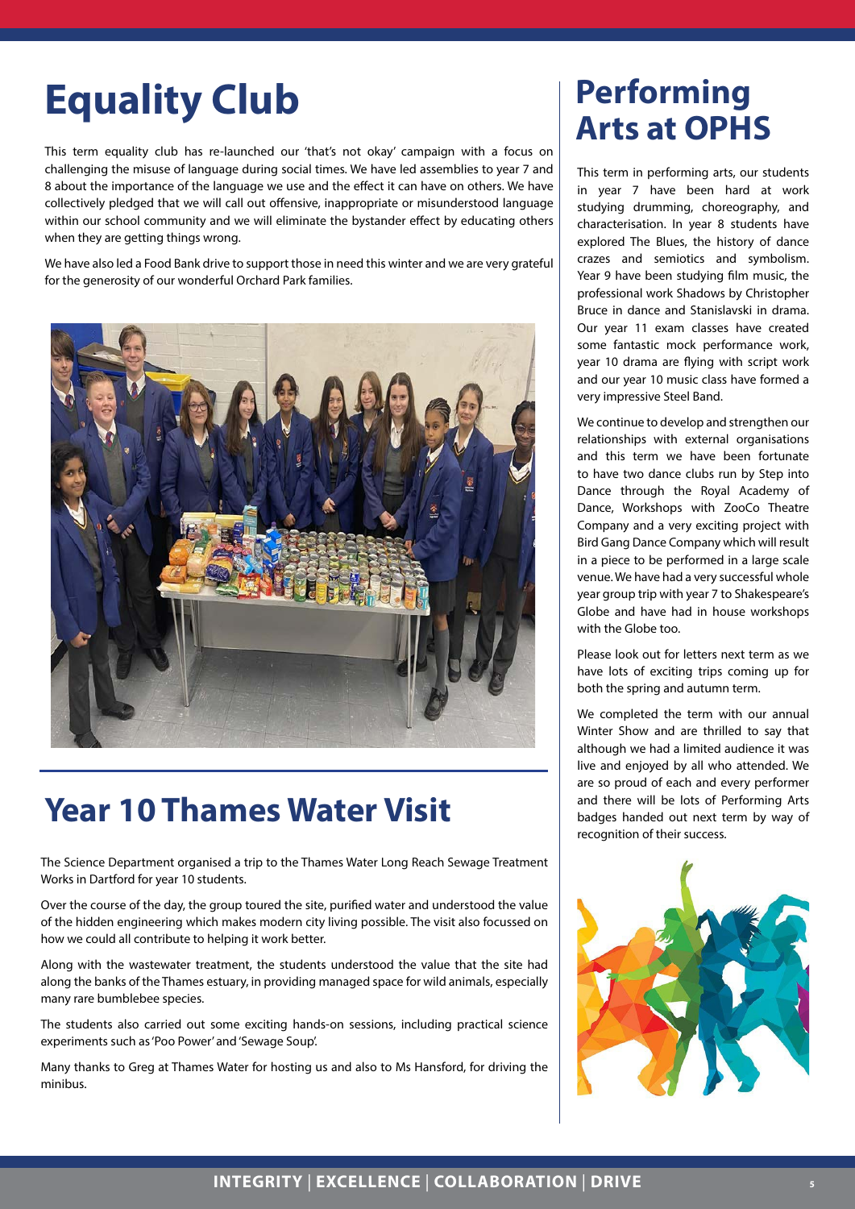# Equality Club

This term equality club has re-launched our 'that's not okay' campaign with a focus on challenging the misuse of language during social times. We have led assemblies to year 7 and 8 about the importance of the language we use and the effect it can have on others. We have collectively pledged that we will call out offensive, inappropriate or misunderstood language within our school community and we will eliminate the bystander effect by educating others when they are getting things wrong.

We have also led a Food Bank drive to support those in need this winter and we are very grateful for the generosity of our wonderful Orchard Park families.

# Year 10 Thames Water Visit

The Science Department organised a trip to the Thames Water Long Reach Sewage Treatment Works in Dartford for year 10 students.

Over the course of the day, the group toured the site, purified water and understood the value of the hidden engineering which makes modern city living possible. The visit also focussed on how we could all contribute to helping it work better.

Along with the wastewater treatment, the students understood the value that the site had along the banks of the Thames estuary, in providing managed space for wild animals, especially many rare bumblebee species.

The students also carried out some exciting hands-on sessions, including practical science experiments such as 'Poo Power' and 'Sewage Soup'.

Many thanks to Greg at Thames Water for hosting us and also to Ms Hansford, for driving the minibus.

# Performing Arts at OPHS

This term in performing arts, our students in year 7 have been hard at work studying drumming, choreography, and characterisation. In year 8 students have explored The Blues, the history of dance crazes and semiotics and symbolism. Year 9 have been studying film music, the professional work Shadows by Christopher Bruce in dance and Stanislavski in drama. Our year 11 exam classes have created some fantastic mock performance work, year 10 drama are flying with script work and our year 10 music class have formed a very impressive Steel Band.

We continue to develop and strengthen our relationships with external organisations and this term we have been fortunate to have two dance clubs run by Step into Dance through the Royal Academy of Dance, Workshops with ZooCo Theatre Company and a very exciting project with Bird Gang Dance Company which will result in a piece to be performed in a large scale venue. We have had a very successful whole year group trip with year 7 to Shakespeare's Globe and have had in house workshops with the Globe too.

Please look out for letters next term as we have lots of exciting trips coming up for both the spring and autumn term.

We completed the term with our annual Winter Show and are thrilled to say that although we had a limited audience it was live and enjoyed by all who attended. We are so proud of each and every performer and there will be lots of Performing Arts badges handed out next term by way of recognition of their success.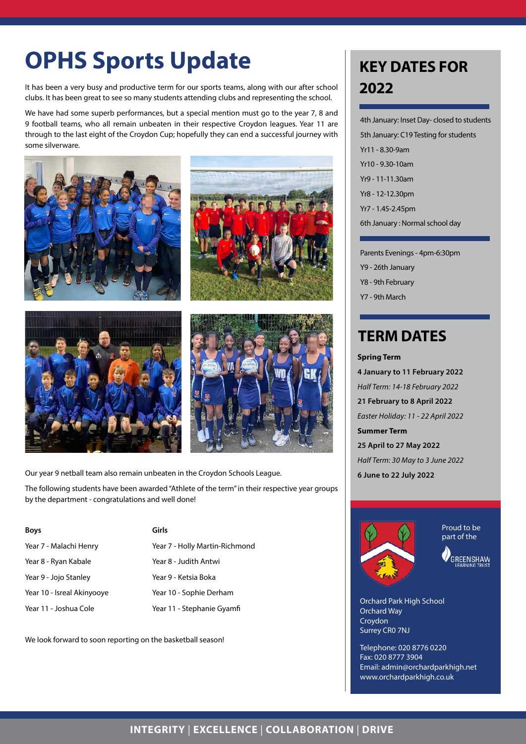# OPHS Sports Update

It has been a very busy and productive term for our sports teams, along with our after school clubs. It has been great to see so many students attending clubs and representing the school.

We have had some superb performances, but a special mention must go to the year 7, 8 and 9 football teams, who all remain unbeaten in their respective Croydon leagues. Year 11 are through to the last eight of the Croydon Cup; hopefully they can end a successful journey with some silverware.

Our year 9 netball team also remain unbeaten in the Croydon Schools League.

The following students have been awarded "Athlete of the term" in their respective year groups by the department - congratulations and well done!

| Boys | Girls |
|---|---|
| Year 7 - Malachi Henry | Year 7 - Holly Martin-Richmond |
| Year 8 - Ryan Kabale | Year 8 - Judith Antwi |
| Year 9 - Jojo Stanley | Year 9 - Ketsia Boka |
| Year 10 - Isreal Akinyooye | Year 10 - Sophie Derham |
| Year 11 - Joshua Cole | Year 11 - Stephanie Gyamfi |

We look forward to soon reporting on the basketball season!

## KEY DATES FOR 2022

4th January: Inset Day- closed to students

5th January: C19 Testing for students

Yr11 - 8.30-9am

Yr10 - 9.30-10am

Yr9 - 11-11.30am

Yr8 - 12-12.30pm

Yr7 - 1.45-2.45pm

6th January : Normal school day

Parents Evenings - 4pm-6:30pm

Y9 - 26th January

Y8 - 9th February

Y7 - 9th March

## TERM DATES

**Spring Term**

**4 January to 11 February 2022**

*Half Term: 14-18 February 2022*

**21 February to 8 April 2022**

*Easter Holiday: 11 - 22 April 2022*

**Summer Term**

**25 April to 27 May 2022**

*Half Term: 30 May to 3 June 2022*

**6 June to 22 July 2022**

Proud to be part of the GREENSHAW LEARNING TRUST

Orchard Park High School
Orchard Way
Croydon
Surrey CR0 7NJ

Telephone: 020 8776 0220
Fax: 020 8777 3904
Email: admin@orchardparkhigh.net
www.orchardparkhigh.co.uk

**INTEGRITY | EXCELLENCE | COLLABORATION | DRIVE**